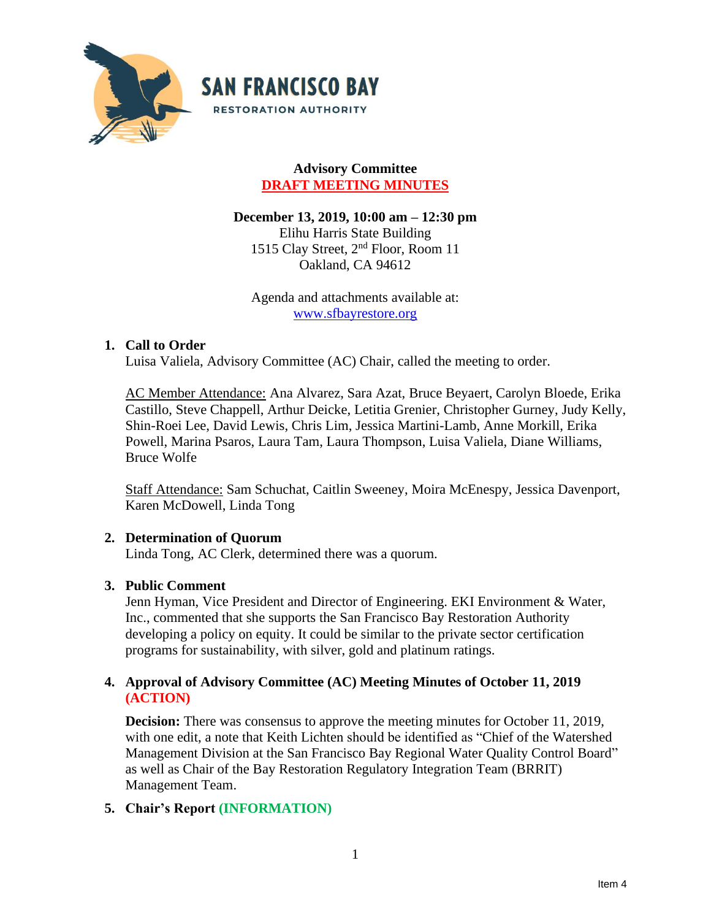SAN FRANCISCO BAY
RESTORATION AUTHORITY

# Advisory Committee
## DRAFT MEETING MINUTES

**December 13, 2019, 10:00 am – 12:30 pm**
Elihu Harris State Building
1515 Clay Street, 2nd Floor, Room 11
Oakland, CA 94612

Agenda and attachments available at:
www.sfbayrestore.org

1. **Call to Order**
   Luisa Valiela, Advisory Committee (AC) Chair, called the meeting to order.

   AC Member Attendance: Ana Alvarez, Sara Azat, Bruce Beyaert, Carolyn Bloede, Erika Castillo, Steve Chappell, Arthur Deicke, Letitia Grenier, Christopher Gurney, Judy Kelly, Shin-Roei Lee, David Lewis, Chris Lim, Jessica Martini-Lamb, Anne Morkill, Erika Powell, Marina Psaros, Laura Tam, Laura Thompson, Luisa Valiela, Diane Williams, Bruce Wolfe

   Staff Attendance: Sam Schuchat, Caitlin Sweeney, Moira McEnespy, Jessica Davenport, Karen McDowell, Linda Tong

2. **Determination of Quorum**
   Linda Tong, AC Clerk, determined there was a quorum.

3. **Public Comment**
   Jenn Hyman, Vice President and Director of Engineering. EKI Environment & Water, Inc., commented that she supports the San Francisco Bay Restoration Authority developing a policy on equity. It could be similar to the private sector certification programs for sustainability, with silver, gold and platinum ratings.

4. **Approval of Advisory Committee (AC) Meeting Minutes of October 11, 2019 (ACTION)**

   **Decision:** There was consensus to approve the meeting minutes for October 11, 2019, with one edit, a note that Keith Lichten should be identified as "Chief of the Watershed Management Division at the San Francisco Bay Regional Water Quality Control Board" as well as Chair of the Bay Restoration Regulatory Integration Team (BRRIT) Management Team.

5. **Chair's Report (INFORMATION)**

Item 4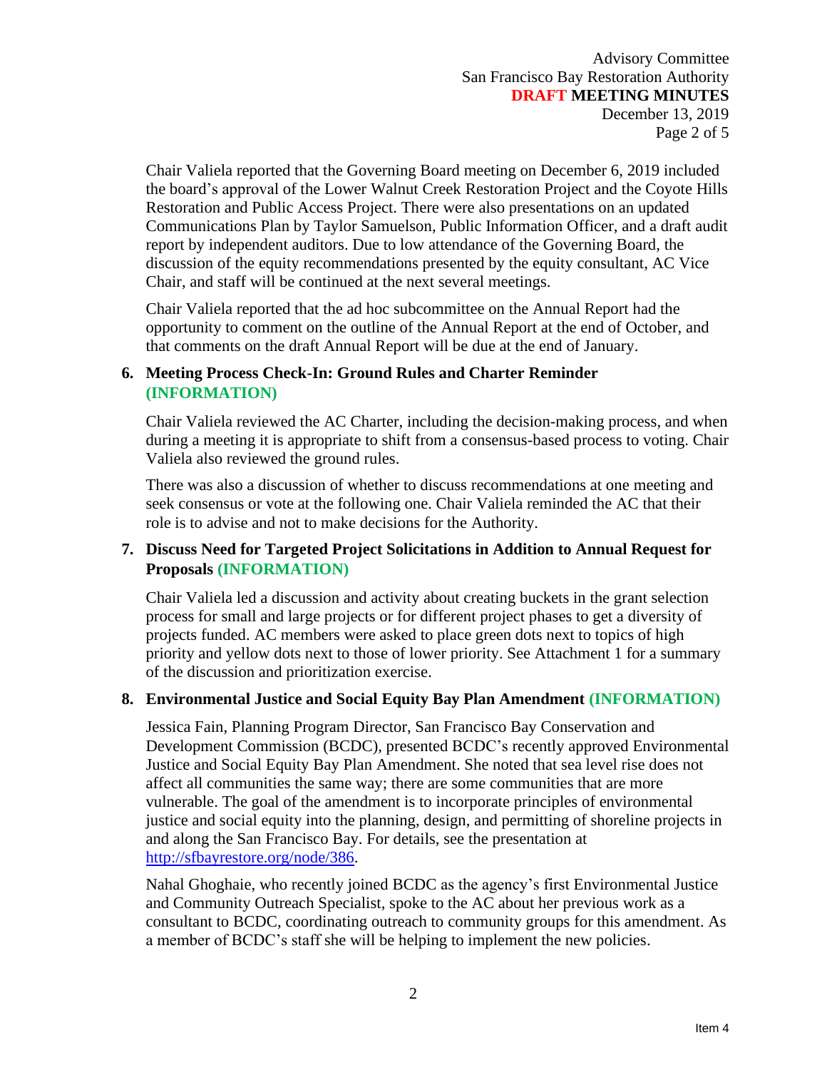Chair Valiela reported that the Governing Board meeting on December 6, 2019 included the board's approval of the Lower Walnut Creek Restoration Project and the Coyote Hills Restoration and Public Access Project. There were also presentations on an updated Communications Plan by Taylor Samuelson, Public Information Officer, and a draft audit report by independent auditors. Due to low attendance of the Governing Board, the discussion of the equity recommendations presented by the equity consultant, AC Vice Chair, and staff will be continued at the next several meetings.

Chair Valiela reported that the ad hoc subcommittee on the Annual Report had the opportunity to comment on the outline of the Annual Report at the end of October, and that comments on the draft Annual Report will be due at the end of January.

**6. Meeting Process Check-In: Ground Rules and Charter Reminder (INFORMATION)**

Chair Valiela reviewed the AC Charter, including the decision-making process, and when during a meeting it is appropriate to shift from a consensus-based process to voting. Chair Valiela also reviewed the ground rules.

There was also a discussion of whether to discuss recommendations at one meeting and seek consensus or vote at the following one. Chair Valiela reminded the AC that their role is to advise and not to make decisions for the Authority.

**7. Discuss Need for Targeted Project Solicitations in Addition to Annual Request for Proposals (INFORMATION)**

Chair Valiela led a discussion and activity about creating buckets in the grant selection process for small and large projects or for different project phases to get a diversity of projects funded. AC members were asked to place green dots next to topics of high priority and yellow dots next to those of lower priority. See Attachment 1 for a summary of the discussion and prioritization exercise.

**8. Environmental Justice and Social Equity Bay Plan Amendment (INFORMATION)**

Jessica Fain, Planning Program Director, San Francisco Bay Conservation and Development Commission (BCDC), presented BCDC's recently approved Environmental Justice and Social Equity Bay Plan Amendment. She noted that sea level rise does not affect all communities the same way; there are some communities that are more vulnerable. The goal of the amendment is to incorporate principles of environmental justice and social equity into the planning, design, and permitting of shoreline projects in and along the San Francisco Bay. For details, see the presentation at http://sfbayrestore.org/node/386.

Nahal Ghoghaie, who recently joined BCDC as the agency's first Environmental Justice and Community Outreach Specialist, spoke to the AC about her previous work as a consultant to BCDC, coordinating outreach to community groups for this amendment. As a member of BCDC's staff she will be helping to implement the new policies.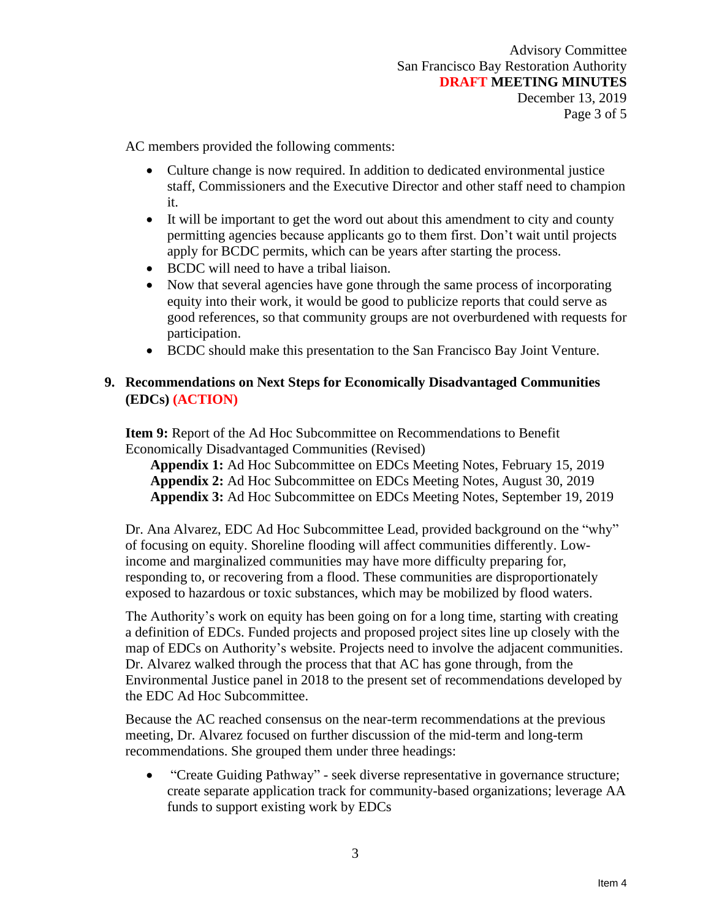AC members provided the following comments:

- Culture change is now required. In addition to dedicated environmental justice staff, Commissioners and the Executive Director and other staff need to champion it.
- It will be important to get the word out about this amendment to city and county permitting agencies because applicants go to them first. Don't wait until projects apply for BCDC permits, which can be years after starting the process.
- BCDC will need to have a tribal liaison.
- Now that several agencies have gone through the same process of incorporating equity into their work, it would be good to publicize reports that could serve as good references, so that community groups are not overburdened with requests for participation.
- BCDC should make this presentation to the San Francisco Bay Joint Venture.

## 9. Recommendations on Next Steps for Economically Disadvantaged Communities (EDCs) (ACTION)

**Item 9:** Report of the Ad Hoc Subcommittee on Recommendations to Benefit Economically Disadvantaged Communities (Revised)

**Appendix 1:** Ad Hoc Subcommittee on EDCs Meeting Notes, February 15, 2019
**Appendix 2:** Ad Hoc Subcommittee on EDCs Meeting Notes, August 30, 2019
**Appendix 3:** Ad Hoc Subcommittee on EDCs Meeting Notes, September 19, 2019

Dr. Ana Alvarez, EDC Ad Hoc Subcommittee Lead, provided background on the "why" of focusing on equity. Shoreline flooding will affect communities differently. Low-income and marginalized communities may have more difficulty preparing for, responding to, or recovering from a flood. These communities are disproportionately exposed to hazardous or toxic substances, which may be mobilized by flood waters.

The Authority's work on equity has been going on for a long time, starting with creating a definition of EDCs. Funded projects and proposed project sites line up closely with the map of EDCs on Authority's website. Projects need to involve the adjacent communities. Dr. Alvarez walked through the process that that AC has gone through, from the Environmental Justice panel in 2018 to the present set of recommendations developed by the EDC Ad Hoc Subcommittee.

Because the AC reached consensus on the near-term recommendations at the previous meeting, Dr. Alvarez focused on further discussion of the mid-term and long-term recommendations. She grouped them under three headings:

- "Create Guiding Pathway" - seek diverse representative in governance structure; create separate application track for community-based organizations; leverage AA funds to support existing work by EDCs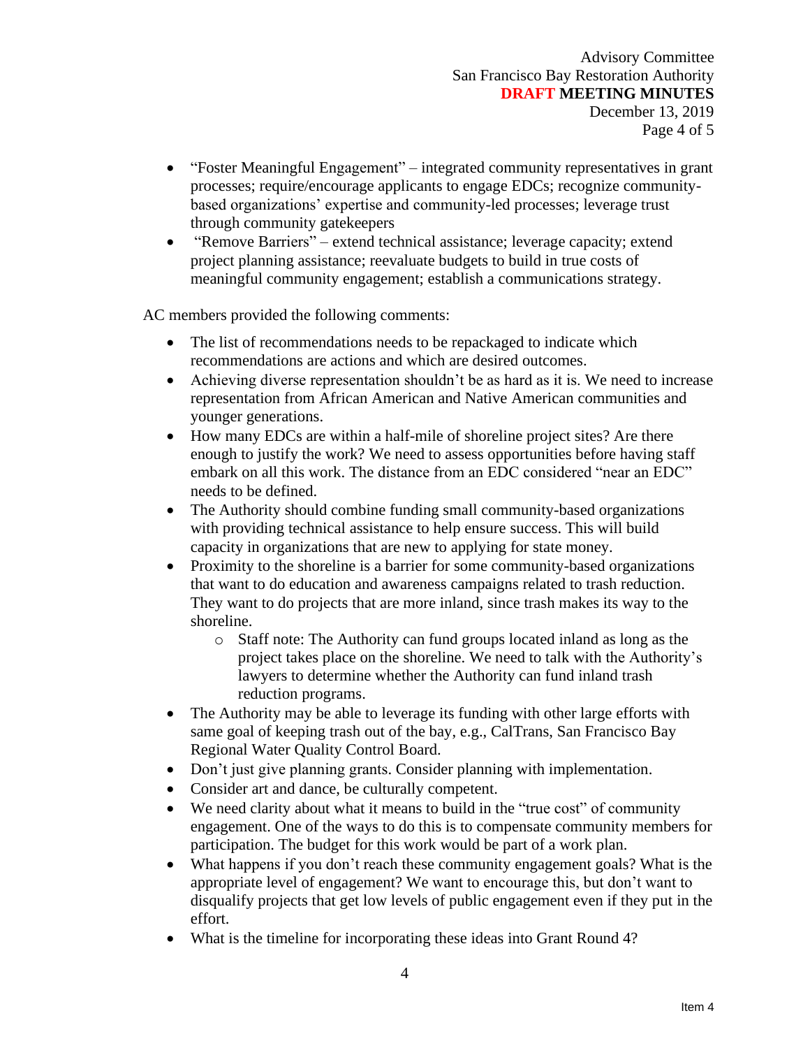- "Foster Meaningful Engagement" – integrated community representatives in grant processes; require/encourage applicants to engage EDCs; recognize community-based organizations' expertise and community-led processes; leverage trust through community gatekeepers
- "Remove Barriers" – extend technical assistance; leverage capacity; extend project planning assistance; reevaluate budgets to build in true costs of meaningful community engagement; establish a communications strategy.

AC members provided the following comments:

- The list of recommendations needs to be repackaged to indicate which recommendations are actions and which are desired outcomes.
- Achieving diverse representation shouldn't be as hard as it is. We need to increase representation from African American and Native American communities and younger generations.
- How many EDCs are within a half-mile of shoreline project sites? Are there enough to justify the work? We need to assess opportunities before having staff embark on all this work. The distance from an EDC considered "near an EDC" needs to be defined.
- The Authority should combine funding small community-based organizations with providing technical assistance to help ensure success. This will build capacity in organizations that are new to applying for state money.
- Proximity to the shoreline is a barrier for some community-based organizations that want to do education and awareness campaigns related to trash reduction. They want to do projects that are more inland, since trash makes its way to the shoreline.
  - Staff note: The Authority can fund groups located inland as long as the project takes place on the shoreline. We need to talk with the Authority's lawyers to determine whether the Authority can fund inland trash reduction programs.
- The Authority may be able to leverage its funding with other large efforts with same goal of keeping trash out of the bay, e.g., CalTrans, San Francisco Bay Regional Water Quality Control Board.
- Don't just give planning grants. Consider planning with implementation.
- Consider art and dance, be culturally competent.
- We need clarity about what it means to build in the "true cost" of community engagement. One of the ways to do this is to compensate community members for participation. The budget for this work would be part of a work plan.
- What happens if you don't reach these community engagement goals? What is the appropriate level of engagement? We want to encourage this, but don't want to disqualify projects that get low levels of public engagement even if they put in the effort.
- What is the timeline for incorporating these ideas into Grant Round 4?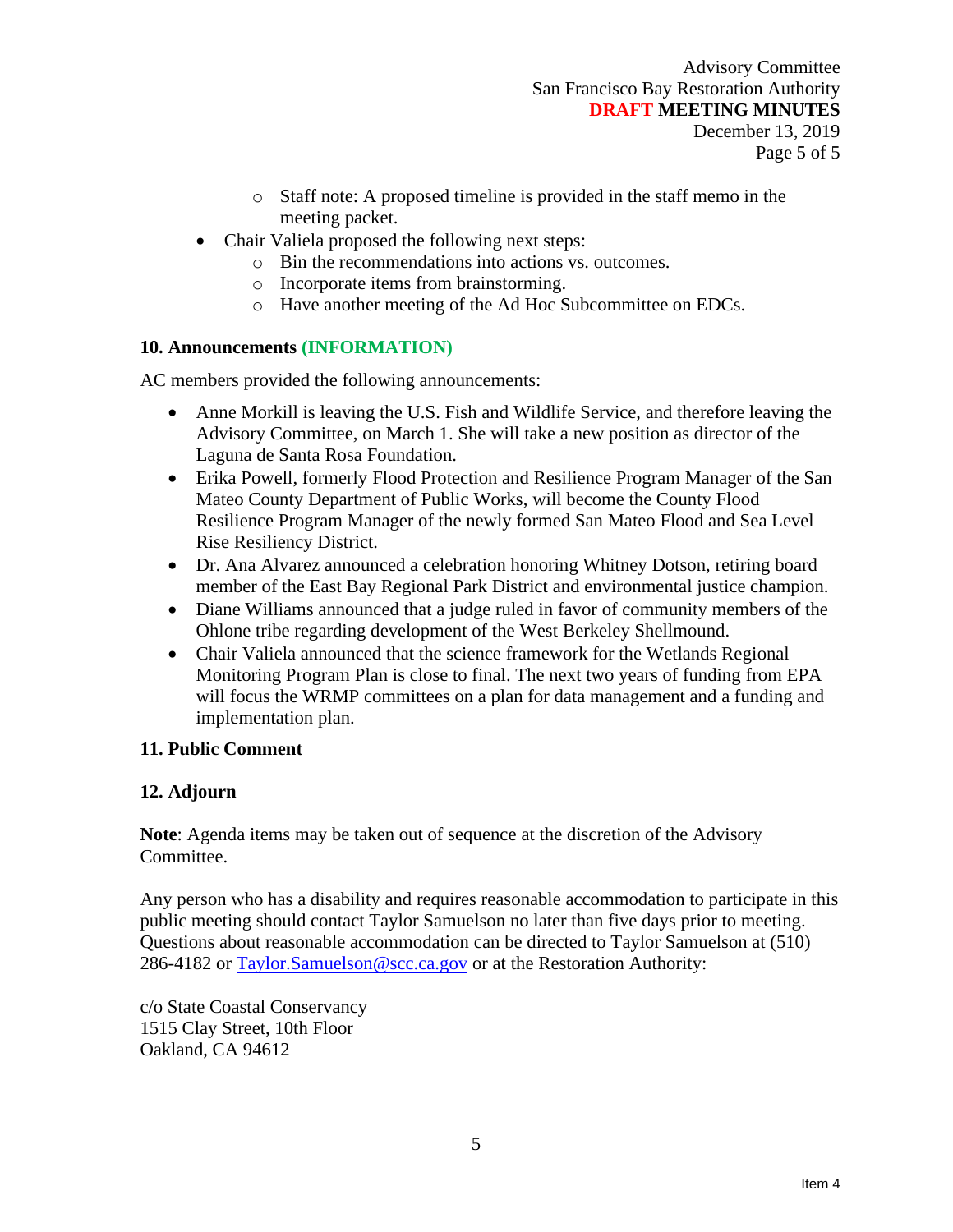- Staff note: A proposed timeline is provided in the staff memo in the meeting packet.
- Chair Valiela proposed the following next steps:
  - Bin the recommendations into actions vs. outcomes.
  - Incorporate items from brainstorming.
  - Have another meeting of the Ad Hoc Subcommittee on EDCs.

**10. Announcements (INFORMATION)**

AC members provided the following announcements:

- Anne Morkill is leaving the U.S. Fish and Wildlife Service, and therefore leaving the Advisory Committee, on March 1. She will take a new position as director of the Laguna de Santa Rosa Foundation.
- Erika Powell, formerly Flood Protection and Resilience Program Manager of the San Mateo County Department of Public Works, will become the County Flood Resilience Program Manager of the newly formed San Mateo Flood and Sea Level Rise Resiliency District.
- Dr. Ana Alvarez announced a celebration honoring Whitney Dotson, retiring board member of the East Bay Regional Park District and environmental justice champion.
- Diane Williams announced that a judge ruled in favor of community members of the Ohlone tribe regarding development of the West Berkeley Shellmound.
- Chair Valiela announced that the science framework for the Wetlands Regional Monitoring Program Plan is close to final. The next two years of funding from EPA will focus the WRMP committees on a plan for data management and a funding and implementation plan.

**11. Public Comment**

**12. Adjourn**

**Note**: Agenda items may be taken out of sequence at the discretion of the Advisory Committee.

Any person who has a disability and requires reasonable accommodation to participate in this public meeting should contact Taylor Samuelson no later than five days prior to meeting. Questions about reasonable accommodation can be directed to Taylor Samuelson at (510) 286-4182 or [Taylor.Samuelson@scc.ca.gov](mailto:Taylor.Samuelson@scc.ca.gov) or at the Restoration Authority:

c/o State Coastal Conservancy
1515 Clay Street, 10th Floor
Oakland, CA 94612

Item 4